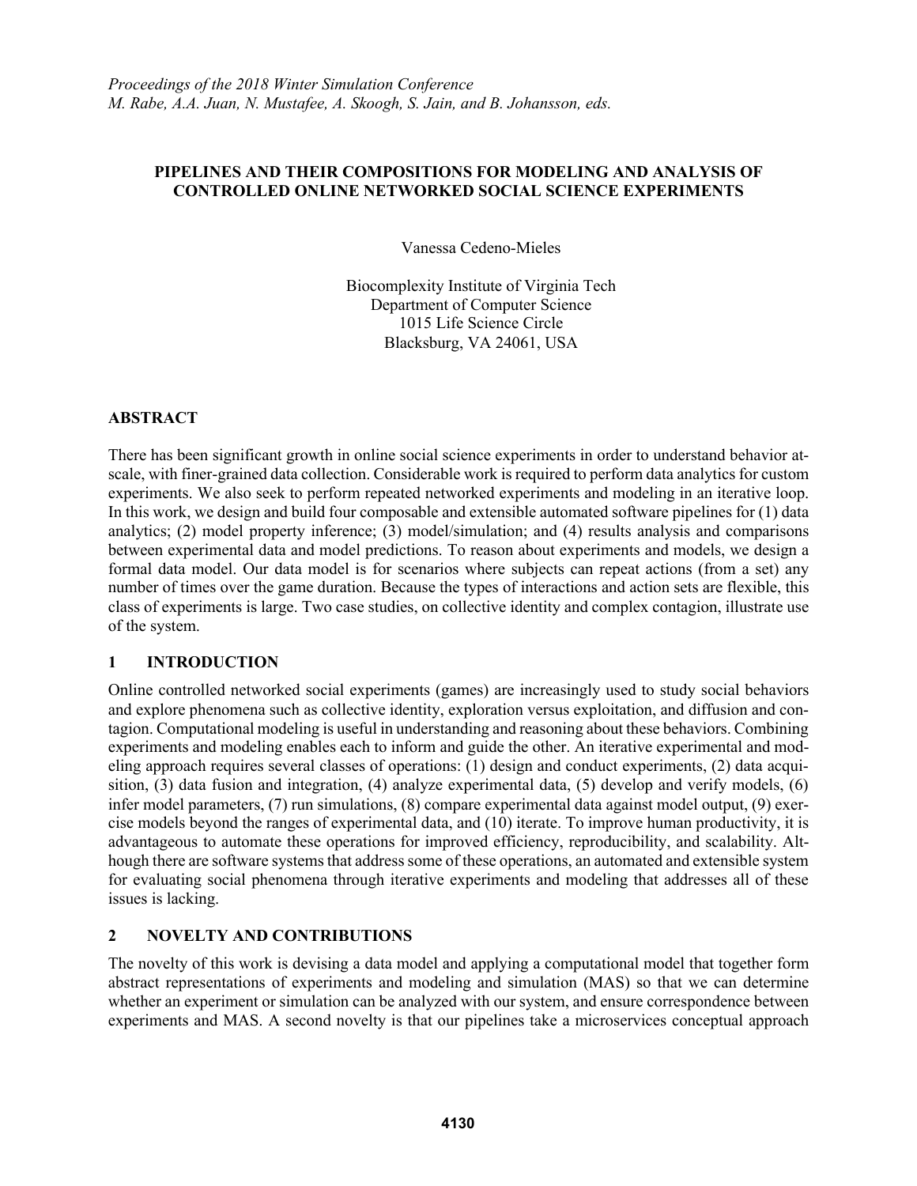*Proceedings of the 2018 Winter Simulation Conference*
*M. Rabe, A.A. Juan, N. Mustafee, A. Skoogh, S. Jain, and B. Johansson, eds.*

# PIPELINES AND THEIR COMPOSITIONS FOR MODELING AND ANALYSIS OF CONTROLLED ONLINE NETWORKED SOCIAL SCIENCE EXPERIMENTS

Vanessa Cedeno-Mieles

Biocomplexity Institute of Virginia Tech
Department of Computer Science
1015 Life Science Circle
Blacksburg, VA 24061, USA

## ABSTRACT

There has been significant growth in online social science experiments in order to understand behavior at-scale, with finer-grained data collection. Considerable work is required to perform data analytics for custom experiments. We also seek to perform repeated networked experiments and modeling in an iterative loop. In this work, we design and build four composable and extensible automated software pipelines for (1) data analytics; (2) model property inference; (3) model/simulation; and (4) results analysis and comparisons between experimental data and model predictions. To reason about experiments and models, we design a formal data model. Our data model is for scenarios where subjects can repeat actions (from a set) any number of times over the game duration. Because the types of interactions and action sets are flexible, this class of experiments is large. Two case studies, on collective identity and complex contagion, illustrate use of the system.

## 1 INTRODUCTION

Online controlled networked social experiments (games) are increasingly used to study social behaviors and explore phenomena such as collective identity, exploration versus exploitation, and diffusion and contagion. Computational modeling is useful in understanding and reasoning about these behaviors. Combining experiments and modeling enables each to inform and guide the other. An iterative experimental and modeling approach requires several classes of operations: (1) design and conduct experiments, (2) data acquisition, (3) data fusion and integration, (4) analyze experimental data, (5) develop and verify models, (6) infer model parameters, (7) run simulations, (8) compare experimental data against model output, (9) exercise models beyond the ranges of experimental data, and (10) iterate. To improve human productivity, it is advantageous to automate these operations for improved efficiency, reproducibility, and scalability. Although there are software systems that address some of these operations, an automated and extensible system for evaluating social phenomena through iterative experiments and modeling that addresses all of these issues is lacking.

## 2 NOVELTY AND CONTRIBUTIONS

The novelty of this work is devising a data model and applying a computational model that together form abstract representations of experiments and modeling and simulation (MAS) so that we can determine whether an experiment or simulation can be analyzed with our system, and ensure correspondence between experiments and MAS. A second novelty is that our pipelines take a microservices conceptual approach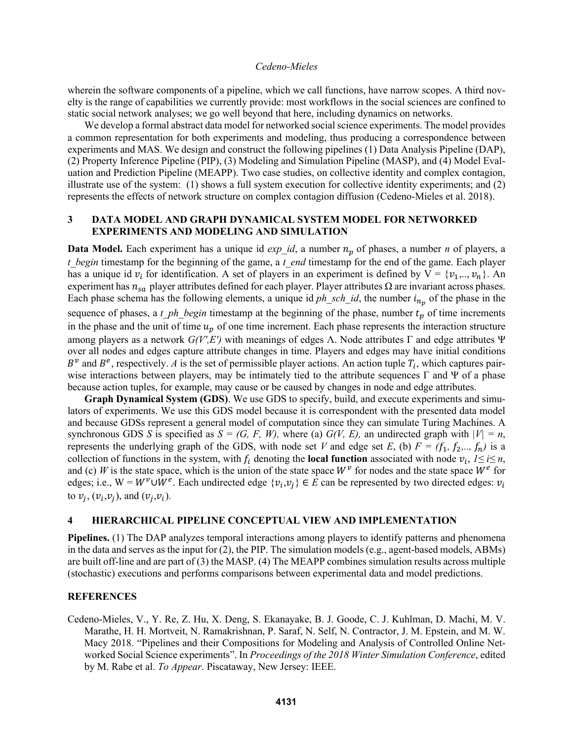wherein the software components of a pipeline, which we call functions, have narrow scopes. A third novelty is the range of capabilities we currently provide: most workflows in the social sciences are confined to static social network analyses; we go well beyond that here, including dynamics on networks.

We develop a formal abstract data model for networked social science experiments. The model provides a common representation for both experiments and modeling, thus producing a correspondence between experiments and MAS. We design and construct the following pipelines (1) Data Analysis Pipeline (DAP), (2) Property Inference Pipeline (PIP), (3) Modeling and Simulation Pipeline (MASP), and (4) Model Evaluation and Prediction Pipeline (MEAPP). Two case studies, on collective identity and complex contagion, illustrate use of the system: (1) shows a full system execution for collective identity experiments; and (2) represents the effects of network structure on complex contagion diffusion (Cedeno-Mieles et al. 2018).

## 3 DATA MODEL AND GRAPH DYNAMICAL SYSTEM MODEL FOR NETWORKED EXPERIMENTS AND MODELING AND SIMULATION

**Data Model.** Each experiment has a unique id *exp_id*, a number $n_p$ of phases, a number *n* of players, a *t_begin* timestamp for the beginning of the game, a *t_end* timestamp for the end of the game. Each player has a unique id $v_i$ for identification. A set of players in an experiment is defined by $V = \{v_1,.., v_n\}$. An experiment has $n_{sa}$ player attributes defined for each player. Player attributes $\Omega$ are invariant across phases. Each phase schema has the following elements, a unique id *ph_sch_id*, the number $i_{n_p}$ of the phase in the sequence of phases, a *t_ph_begin* timestamp at the beginning of the phase, number $t_p$ of time increments in the phase and the unit of time $u_p$ of one time increment. Each phase represents the interaction structure among players as a network *G(V',E')* with meanings of edges $\Lambda$. Node attributes $\Gamma$ and edge attributes $\Psi$ over all nodes and edges capture attribute changes in time. Players and edges may have initial conditions $B^v$ and $B^e$, respectively. *A* is the set of permissible player actions. An action tuple $T_i$, which captures pairwise interactions between players, may be intimately tied to the attribute sequences $\Gamma$ and $\Psi$ of a phase because action tuples, for example, may cause or be caused by changes in node and edge attributes.

**Graph Dynamical System (GDS)**. We use GDS to specify, build, and execute experiments and simulators of experiments. We use this GDS model because it is correspondent with the presented data model and because GDSs represent a general model of computation since they can simulate Turing Machines. A synchronous GDS *S* is specified as $S = (G, F, W)$, where (a) *G(V, E),* an undirected graph with $|V| = n$, represents the underlying graph of the GDS, with node set *V* and edge set *E*, (b) $F = (f_1, f_2,.., f_n)$ is a collection of functions in the system, with $f_i$ denoting the **local function** associated with node $v_i$, $1 \leq i \leq n$, and (c) *W* is the state space, which is the union of the state space $W^v$ for nodes and the state space $W^e$ for edges; i.e., $W = W^v \cup W^e$. Each undirected edge $\{v_i, v_j\} \in E$ can be represented by two directed edges: $v_i$ to $v_j$, $(v_i, v_j)$, and $(v_j, v_i)$.

## 4 HIERARCHICAL PIPELINE CONCEPTUAL VIEW AND IMPLEMENTATION

**Pipelines.** (1) The DAP analyzes temporal interactions among players to identify patterns and phenomena in the data and serves as the input for (2), the PIP. The simulation models (e.g., agent-based models, ABMs) are built off-line and are part of (3) the MASP. (4) The MEAPP combines simulation results across multiple (stochastic) executions and performs comparisons between experimental data and model predictions.

## REFERENCES

Cedeno-Mieles, V., Y. Re, Z. Hu, X. Deng, S. Ekanayake, B. J. Goode, C. J. Kuhlman, D. Machi, M. V. Marathe, H. H. Mortveit, N. Ramakrishnan, P. Saraf, N. Self, N. Contractor, J. M. Epstein, and M. W. Macy 2018. "Pipelines and their Compositions for Modeling and Analysis of Controlled Online Networked Social Science experiments". In *Proceedings of the 2018 Winter Simulation Conference*, edited by M. Rabe et al. *To Appear*. Piscataway, New Jersey: IEEE.